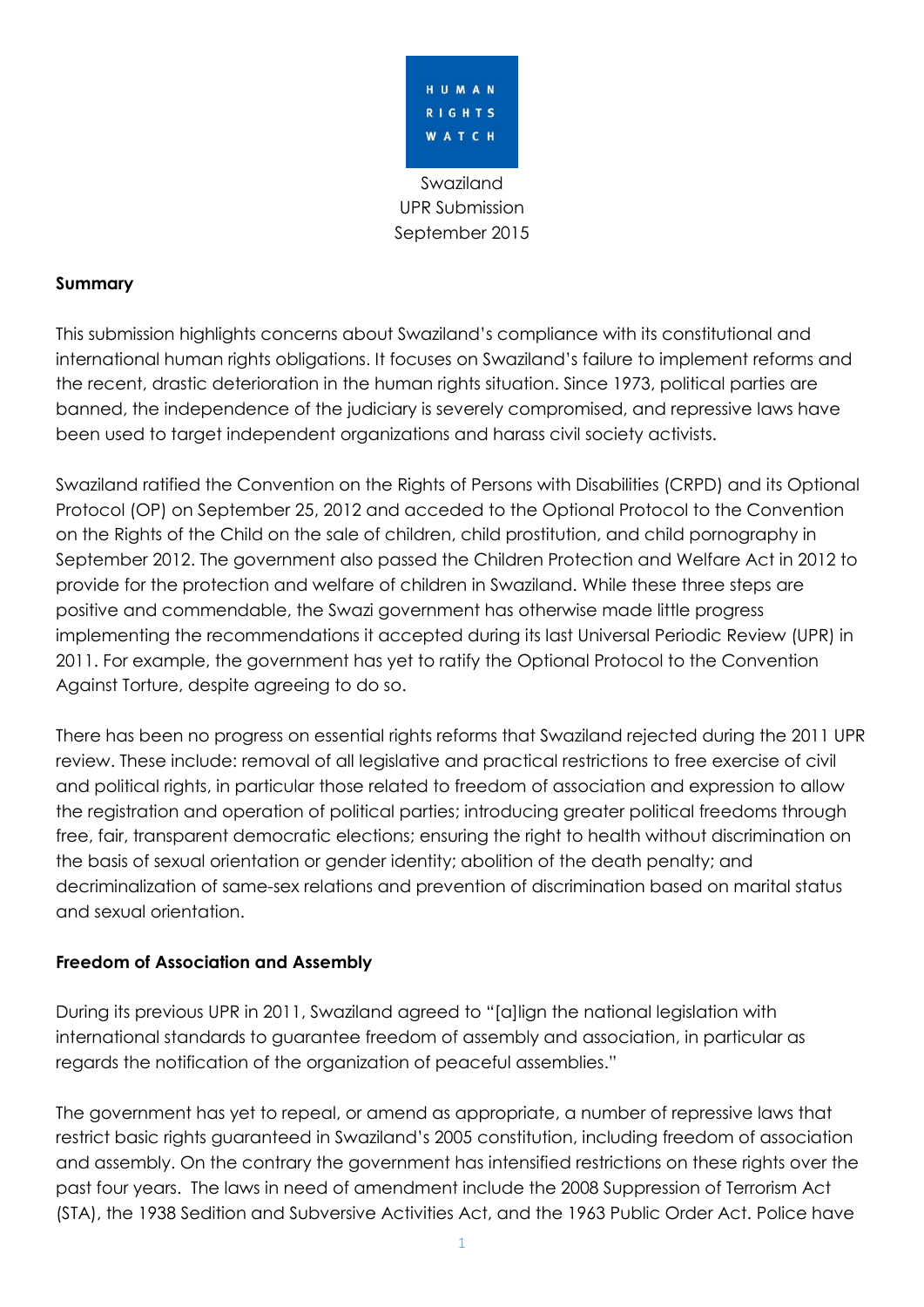HUMAN RIGHTS WATCH

Swaziland
UPR Submission
September 2015

**Summary**

This submission highlights concerns about Swaziland's compliance with its constitutional and international human rights obligations. It focuses on Swaziland's failure to implement reforms and the recent, drastic deterioration in the human rights situation. Since 1973, political parties are banned, the independence of the judiciary is severely compromised, and repressive laws have been used to target independent organizations and harass civil society activists.

Swaziland ratified the Convention on the Rights of Persons with Disabilities (CRPD) and its Optional Protocol (OP) on September 25, 2012 and acceded to the Optional Protocol to the Convention on the Rights of the Child on the sale of children, child prostitution, and child pornography in September 2012. The government also passed the Children Protection and Welfare Act in 2012 to provide for the protection and welfare of children in Swaziland. While these three steps are positive and commendable, the Swazi government has otherwise made little progress implementing the recommendations it accepted during its last Universal Periodic Review (UPR) in 2011. For example, the government has yet to ratify the Optional Protocol to the Convention Against Torture, despite agreeing to do so.

There has been no progress on essential rights reforms that Swaziland rejected during the 2011 UPR review. These include: removal of all legislative and practical restrictions to free exercise of civil and political rights, in particular those related to freedom of association and expression to allow the registration and operation of political parties; introducing greater political freedoms through free, fair, transparent democratic elections; ensuring the right to health without discrimination on the basis of sexual orientation or gender identity; abolition of the death penalty; and decriminalization of same-sex relations and prevention of discrimination based on marital status and sexual orientation.

**Freedom of Association and Assembly**

During its previous UPR in 2011, Swaziland agreed to "[a]lign the national legislation with international standards to guarantee freedom of assembly and association, in particular as regards the notification of the organization of peaceful assemblies."

The government has yet to repeal, or amend as appropriate, a number of repressive laws that restrict basic rights guaranteed in Swaziland's 2005 constitution, including freedom of association and assembly. On the contrary the government has intensified restrictions on these rights over the past four years. The laws in need of amendment include the 2008 Suppression of Terrorism Act (STA), the 1938 Sedition and Subversive Activities Act, and the 1963 Public Order Act. Police have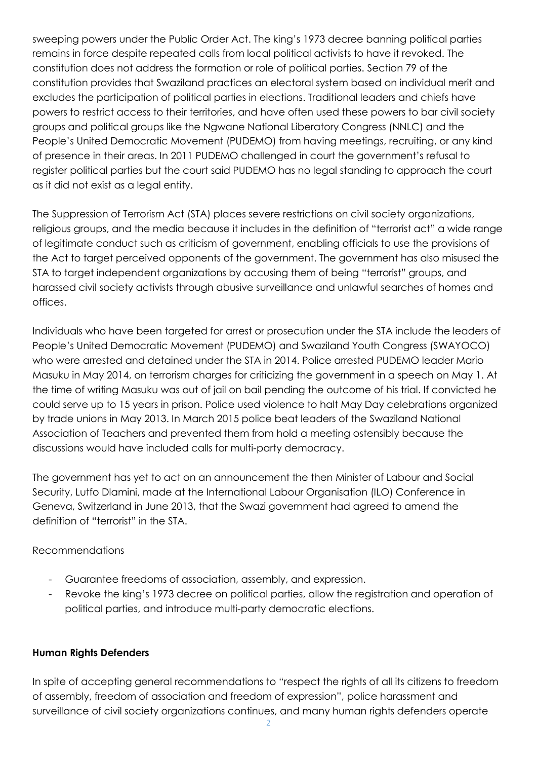sweeping powers under the Public Order Act. The king's 1973 decree banning political parties remains in force despite repeated calls from local political activists to have it revoked. The constitution does not address the formation or role of political parties. Section 79 of the constitution provides that Swaziland practices an electoral system based on individual merit and excludes the participation of political parties in elections. Traditional leaders and chiefs have powers to restrict access to their territories, and have often used these powers to bar civil society groups and political groups like the Ngwane National Liberatory Congress (NNLC) and the People's United Democratic Movement (PUDEMO) from having meetings, recruiting, or any kind of presence in their areas. In 2011 PUDEMO challenged in court the government's refusal to register political parties but the court said PUDEMO has no legal standing to approach the court as it did not exist as a legal entity.

The Suppression of Terrorism Act (STA) places severe restrictions on civil society organizations, religious groups, and the media because it includes in the definition of "terrorist act" a wide range of legitimate conduct such as criticism of government, enabling officials to use the provisions of the Act to target perceived opponents of the government. The government has also misused the STA to target independent organizations by accusing them of being "terrorist" groups, and harassed civil society activists through abusive surveillance and unlawful searches of homes and offices.

Individuals who have been targeted for arrest or prosecution under the STA include the leaders of People's United Democratic Movement (PUDEMO) and Swaziland Youth Congress (SWAYOCO) who were arrested and detained under the STA in 2014. Police arrested PUDEMO leader Mario Masuku in May 2014, on terrorism charges for criticizing the government in a speech on May 1. At the time of writing Masuku was out of jail on bail pending the outcome of his trial. If convicted he could serve up to 15 years in prison. Police used violence to halt May Day celebrations organized by trade unions in May 2013. In March 2015 police beat leaders of the Swaziland National Association of Teachers and prevented them from hold a meeting ostensibly because the discussions would have included calls for multi-party democracy.

The government has yet to act on an announcement the then Minister of Labour and Social Security, Lutfo Dlamini, made at the International Labour Organisation (ILO) Conference in Geneva, Switzerland in June 2013, that the Swazi government had agreed to amend the definition of "terrorist" in the STA.

Recommendations

- Guarantee freedoms of association, assembly, and expression.
- Revoke the king's 1973 decree on political parties, allow the registration and operation of political parties, and introduce multi-party democratic elections.

**Human Rights Defenders**

In spite of accepting general recommendations to "respect the rights of all its citizens to freedom of assembly, freedom of association and freedom of expression", police harassment and surveillance of civil society organizations continues, and many human rights defenders operate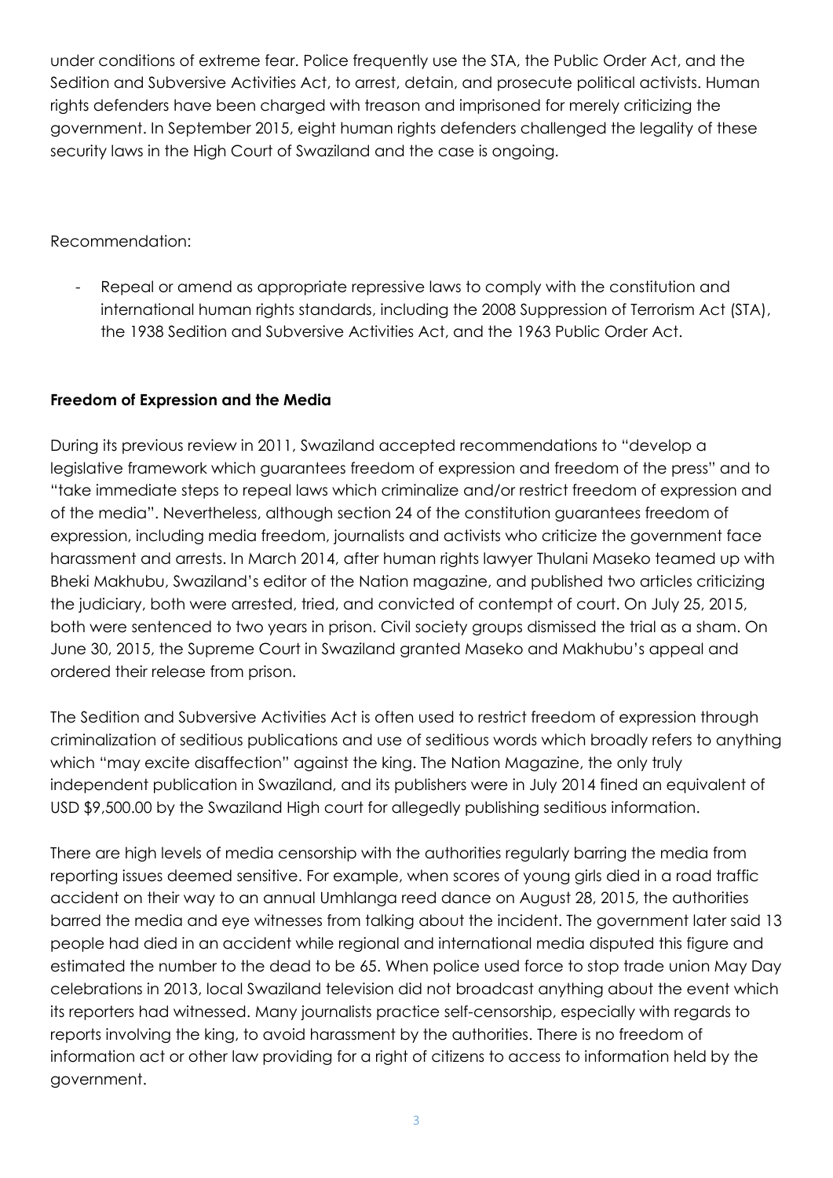under conditions of extreme fear. Police frequently use the STA, the Public Order Act, and the Sedition and Subversive Activities Act, to arrest, detain, and prosecute political activists. Human rights defenders have been charged with treason and imprisoned for merely criticizing the government. In September 2015, eight human rights defenders challenged the legality of these security laws in the High Court of Swaziland and the case is ongoing.

Recommendation:

- Repeal or amend as appropriate repressive laws to comply with the constitution and international human rights standards, including the 2008 Suppression of Terrorism Act (STA), the 1938 Sedition and Subversive Activities Act, and the 1963 Public Order Act.

**Freedom of Expression and the Media**

During its previous review in 2011, Swaziland accepted recommendations to "develop a legislative framework which guarantees freedom of expression and freedom of the press" and to "take immediate steps to repeal laws which criminalize and/or restrict freedom of expression and of the media". Nevertheless, although section 24 of the constitution guarantees freedom of expression, including media freedom, journalists and activists who criticize the government face harassment and arrests. In March 2014, after human rights lawyer Thulani Maseko teamed up with Bheki Makhubu, Swaziland's editor of the Nation magazine, and published two articles criticizing the judiciary, both were arrested, tried, and convicted of contempt of court. On July 25, 2015, both were sentenced to two years in prison. Civil society groups dismissed the trial as a sham. On June 30, 2015, the Supreme Court in Swaziland granted Maseko and Makhubu's appeal and ordered their release from prison.

The Sedition and Subversive Activities Act is often used to restrict freedom of expression through criminalization of seditious publications and use of seditious words which broadly refers to anything which "may excite disaffection" against the king. The Nation Magazine, the only truly independent publication in Swaziland, and its publishers were in July 2014 fined an equivalent of USD $9,500.00 by the Swaziland High court for allegedly publishing seditious information.

There are high levels of media censorship with the authorities regularly barring the media from reporting issues deemed sensitive. For example, when scores of young girls died in a road traffic accident on their way to an annual Umhlanga reed dance on August 28, 2015, the authorities barred the media and eye witnesses from talking about the incident. The government later said 13 people had died in an accident while regional and international media disputed this figure and estimated the number to the dead to be 65. When police used force to stop trade union May Day celebrations in 2013, local Swaziland television did not broadcast anything about the event which its reporters had witnessed. Many journalists practice self-censorship, especially with regards to reports involving the king, to avoid harassment by the authorities. There is no freedom of information act or other law providing for a right of citizens to access to information held by the government.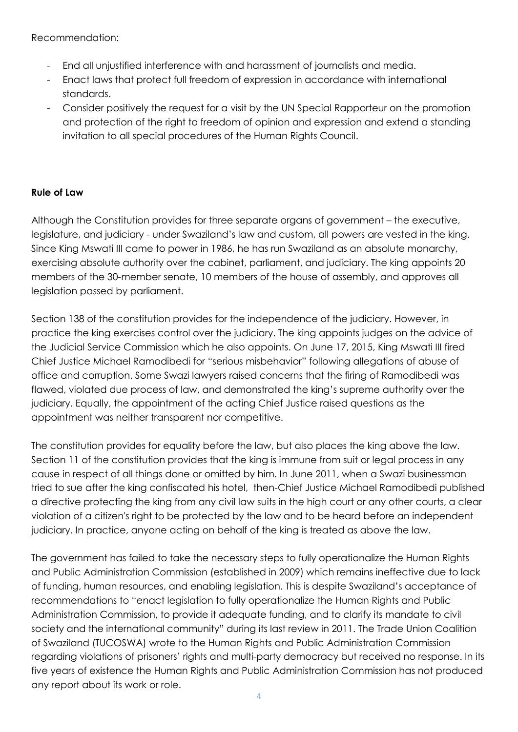Recommendation:

- End all unjustified interference with and harassment of journalists and media.
- Enact laws that protect full freedom of expression in accordance with international standards.
- Consider positively the request for a visit by the UN Special Rapporteur on the promotion and protection of the right to freedom of opinion and expression and extend a standing invitation to all special procedures of the Human Rights Council.

**Rule of Law**

Although the Constitution provides for three separate organs of government – the executive, legislature, and judiciary - under Swaziland's law and custom, all powers are vested in the king. Since King Mswati III came to power in 1986, he has run Swaziland as an absolute monarchy, exercising absolute authority over the cabinet, parliament, and judiciary. The king appoints 20 members of the 30-member senate, 10 members of the house of assembly, and approves all legislation passed by parliament.

Section 138 of the constitution provides for the independence of the judiciary. However, in practice the king exercises control over the judiciary. The king appoints judges on the advice of the Judicial Service Commission which he also appoints. On June 17, 2015, King Mswati III fired Chief Justice Michael Ramodibedi for "serious misbehavior" following allegations of abuse of office and corruption. Some Swazi lawyers raised concerns that the firing of Ramodibedi was flawed, violated due process of law, and demonstrated the king's supreme authority over the judiciary. Equally, the appointment of the acting Chief Justice raised questions as the appointment was neither transparent nor competitive.

The constitution provides for equality before the law, but also places the king above the law. Section 11 of the constitution provides that the king is immune from suit or legal process in any cause in respect of all things done or omitted by him. In June 2011, when a Swazi businessman tried to sue after the king confiscated his hotel, then-Chief Justice Michael Ramodibedi published a directive protecting the king from any civil law suits in the high court or any other courts, a clear violation of a citizen's right to be protected by the law and to be heard before an independent judiciary. In practice, anyone acting on behalf of the king is treated as above the law.

The government has failed to take the necessary steps to fully operationalize the Human Rights and Public Administration Commission (established in 2009) which remains ineffective due to lack of funding, human resources, and enabling legislation. This is despite Swaziland's acceptance of recommendations to "enact legislation to fully operationalize the Human Rights and Public Administration Commission, to provide it adequate funding, and to clarify its mandate to civil society and the international community" during its last review in 2011. The Trade Union Coalition of Swaziland (TUCOSWA) wrote to the Human Rights and Public Administration Commission regarding violations of prisoners' rights and multi-party democracy but received no response. In its five years of existence the Human Rights and Public Administration Commission has not produced any report about its work or role.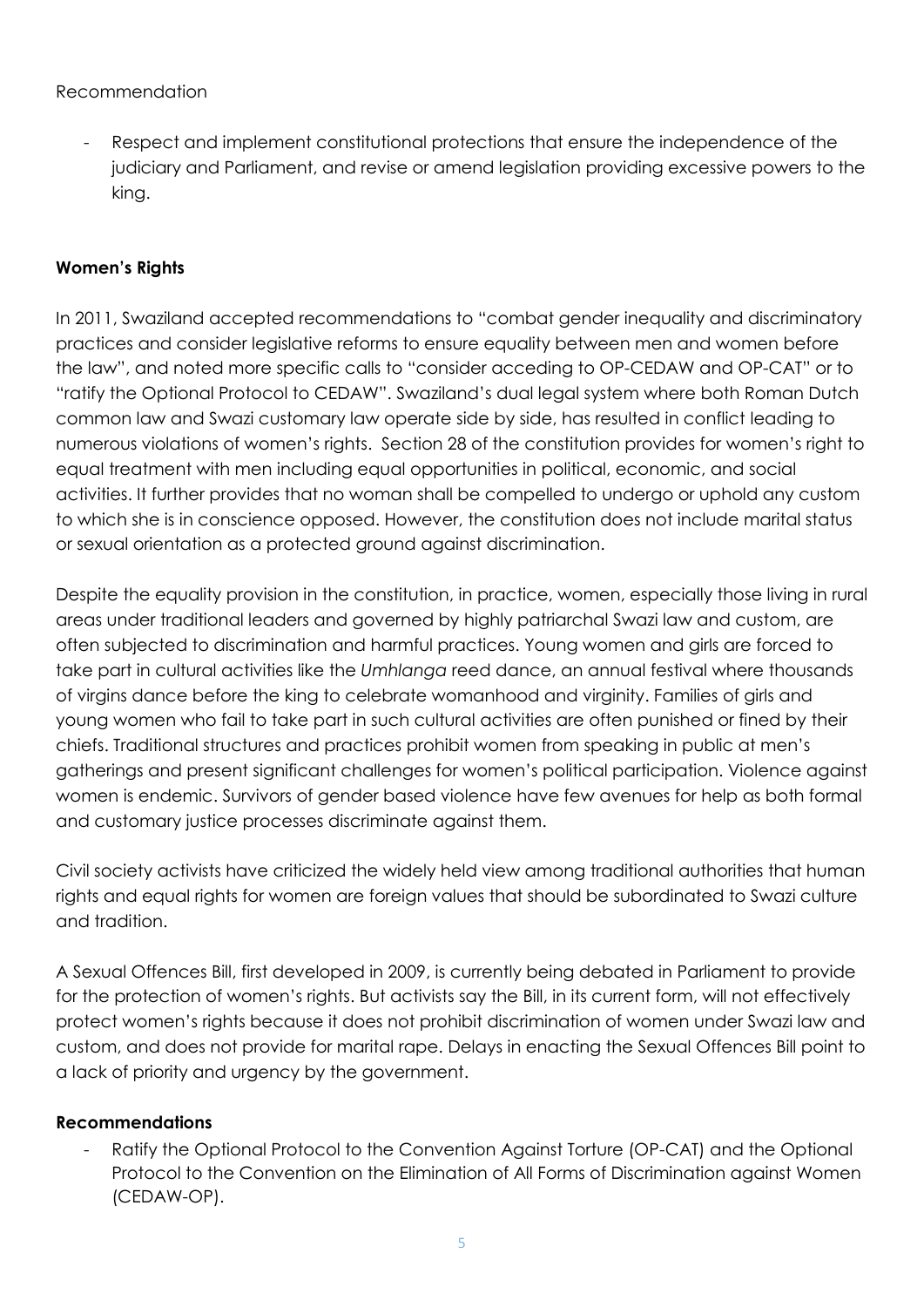Recommendation

- Respect and implement constitutional protections that ensure the independence of the judiciary and Parliament, and revise or amend legislation providing excessive powers to the king.

**Women's Rights**

In 2011, Swaziland accepted recommendations to "combat gender inequality and discriminatory practices and consider legislative reforms to ensure equality between men and women before the law", and noted more specific calls to "consider acceding to OP-CEDAW and OP-CAT" or to "ratify the Optional Protocol to CEDAW". Swaziland's dual legal system where both Roman Dutch common law and Swazi customary law operate side by side, has resulted in conflict leading to numerous violations of women's rights. Section 28 of the constitution provides for women's right to equal treatment with men including equal opportunities in political, economic, and social activities. It further provides that no woman shall be compelled to undergo or uphold any custom to which she is in conscience opposed. However, the constitution does not include marital status or sexual orientation as a protected ground against discrimination.

Despite the equality provision in the constitution, in practice, women, especially those living in rural areas under traditional leaders and governed by highly patriarchal Swazi law and custom, are often subjected to discrimination and harmful practices. Young women and girls are forced to take part in cultural activities like the *Umhlanga* reed dance, an annual festival where thousands of virgins dance before the king to celebrate womanhood and virginity. Families of girls and young women who fail to take part in such cultural activities are often punished or fined by their chiefs. Traditional structures and practices prohibit women from speaking in public at men's gatherings and present significant challenges for women's political participation. Violence against women is endemic. Survivors of gender based violence have few avenues for help as both formal and customary justice processes discriminate against them.

Civil society activists have criticized the widely held view among traditional authorities that human rights and equal rights for women are foreign values that should be subordinated to Swazi culture and tradition.

A Sexual Offences Bill, first developed in 2009, is currently being debated in Parliament to provide for the protection of women's rights. But activists say the Bill, in its current form, will not effectively protect women's rights because it does not prohibit discrimination of women under Swazi law and custom, and does not provide for marital rape. Delays in enacting the Sexual Offences Bill point to a lack of priority and urgency by the government.

**Recommendations**

- Ratify the Optional Protocol to the Convention Against Torture (OP-CAT) and the Optional Protocol to the Convention on the Elimination of All Forms of Discrimination against Women (CEDAW-OP).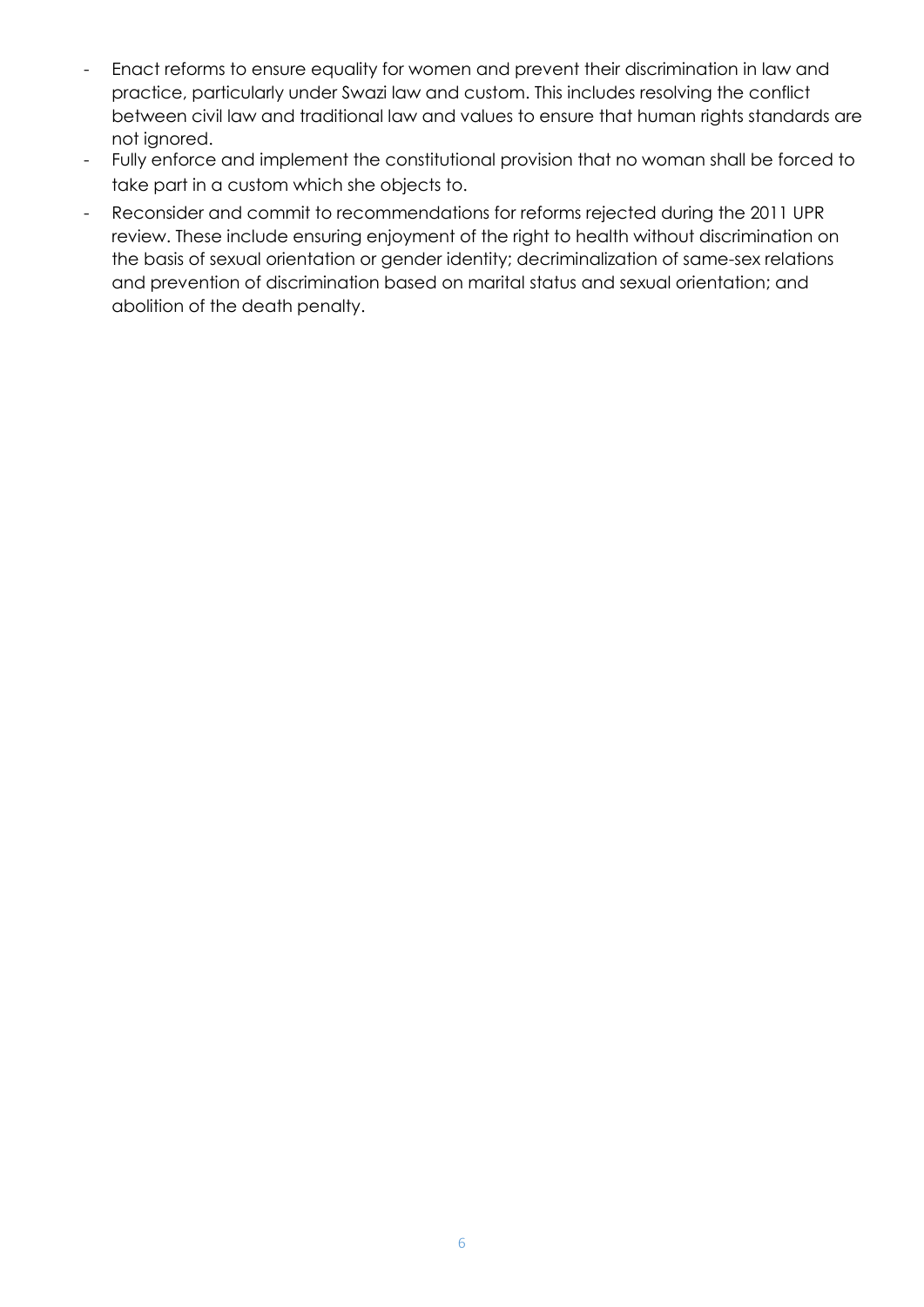- Enact reforms to ensure equality for women and prevent their discrimination in law and practice, particularly under Swazi law and custom. This includes resolving the conflict between civil law and traditional law and values to ensure that human rights standards are not ignored.
- Fully enforce and implement the constitutional provision that no woman shall be forced to take part in a custom which she objects to.
- Reconsider and commit to recommendations for reforms rejected during the 2011 UPR review. These include ensuring enjoyment of the right to health without discrimination on the basis of sexual orientation or gender identity; decriminalization of same-sex relations and prevention of discrimination based on marital status and sexual orientation; and abolition of the death penalty.